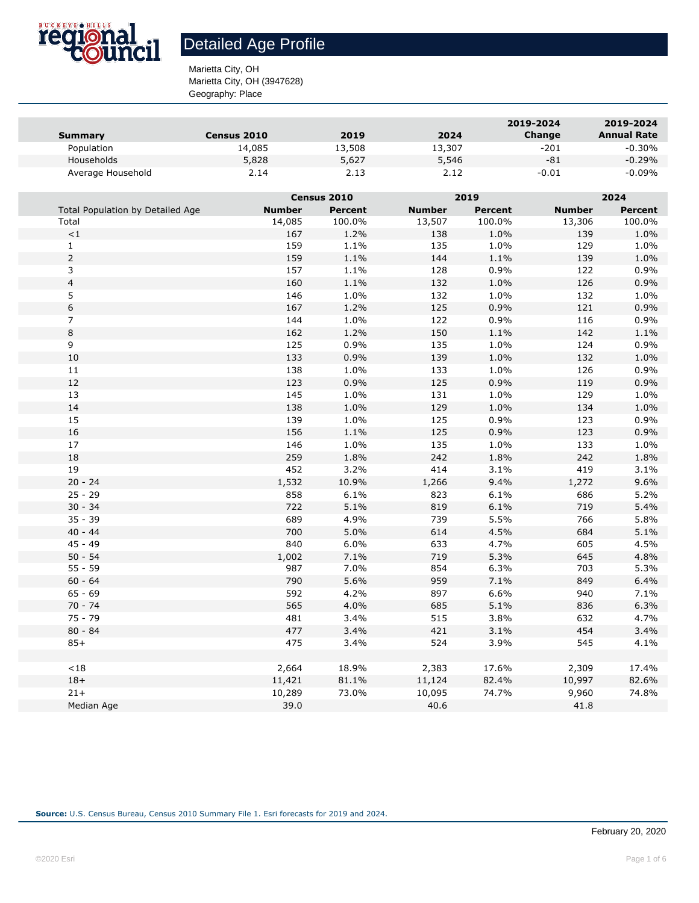# Detailed Age Profile

Marietta City, OH
Marietta City, OH (3947628)
Geography: Place

| Summary | Census 2010 | 2019 | 2024 | 2019-2024 Change | 2019-2024 Annual Rate |
|---|---|---|---|---|---|
| Population | 14,085 | 13,508 | 13,307 | -201 | -0.30% |
| Households | 5,828 | 5,627 | 5,546 | -81 | -0.29% |
| Average Household | 2.14 | 2.13 | 2.12 | -0.01 | -0.09% |

| | Census 2010 | | 2019 | | 2024 | |
|---|---|---|---|---|---|---|
| Total Population by Detailed Age | Number | Percent | Number | Percent | Number | Percent |
| Total | 14,085 | 100.0% | 13,507 | 100.0% | 13,306 | 100.0% |
| <1 | 167 | 1.2% | 138 | 1.0% | 139 | 1.0% |
| 1 | 159 | 1.1% | 135 | 1.0% | 129 | 1.0% |
| 2 | 159 | 1.1% | 144 | 1.1% | 139 | 1.0% |
| 3 | 157 | 1.1% | 128 | 0.9% | 122 | 0.9% |
| 4 | 160 | 1.1% | 132 | 1.0% | 126 | 0.9% |
| 5 | 146 | 1.0% | 132 | 1.0% | 132 | 1.0% |
| 6 | 167 | 1.2% | 125 | 0.9% | 121 | 0.9% |
| 7 | 144 | 1.0% | 122 | 0.9% | 116 | 0.9% |
| 8 | 162 | 1.2% | 150 | 1.1% | 142 | 1.1% |
| 9 | 125 | 0.9% | 135 | 1.0% | 124 | 0.9% |
| 10 | 133 | 0.9% | 139 | 1.0% | 132 | 1.0% |
| 11 | 138 | 1.0% | 133 | 1.0% | 126 | 0.9% |
| 12 | 123 | 0.9% | 125 | 0.9% | 119 | 0.9% |
| 13 | 145 | 1.0% | 131 | 1.0% | 129 | 1.0% |
| 14 | 138 | 1.0% | 129 | 1.0% | 134 | 1.0% |
| 15 | 139 | 1.0% | 125 | 0.9% | 123 | 0.9% |
| 16 | 156 | 1.1% | 125 | 0.9% | 123 | 0.9% |
| 17 | 146 | 1.0% | 135 | 1.0% | 133 | 1.0% |
| 18 | 259 | 1.8% | 242 | 1.8% | 242 | 1.8% |
| 19 | 452 | 3.2% | 414 | 3.1% | 419 | 3.1% |
| 20 - 24 | 1,532 | 10.9% | 1,266 | 9.4% | 1,272 | 9.6% |
| 25 - 29 | 858 | 6.1% | 823 | 6.1% | 686 | 5.2% |
| 30 - 34 | 722 | 5.1% | 819 | 6.1% | 719 | 5.4% |
| 35 - 39 | 689 | 4.9% | 739 | 5.5% | 766 | 5.8% |
| 40 - 44 | 700 | 5.0% | 614 | 4.5% | 684 | 5.1% |
| 45 - 49 | 840 | 6.0% | 633 | 4.7% | 605 | 4.5% |
| 50 - 54 | 1,002 | 7.1% | 719 | 5.3% | 645 | 4.8% |
| 55 - 59 | 987 | 7.0% | 854 | 6.3% | 703 | 5.3% |
| 60 - 64 | 790 | 5.6% | 959 | 7.1% | 849 | 6.4% |
| 65 - 69 | 592 | 4.2% | 897 | 6.6% | 940 | 7.1% |
| 70 - 74 | 565 | 4.0% | 685 | 5.1% | 836 | 6.3% |
| 75 - 79 | 481 | 3.4% | 515 | 3.8% | 632 | 4.7% |
| 80 - 84 | 477 | 3.4% | 421 | 3.1% | 454 | 3.4% |
| 85+ | 475 | 3.4% | 524 | 3.9% | 545 | 4.1% |
| | | | | | | |
| <18 | 2,664 | 18.9% | 2,383 | 17.6% | 2,309 | 17.4% |
| 18+ | 11,421 | 81.1% | 11,124 | 82.4% | 10,997 | 82.6% |
| 21+ | 10,289 | 73.0% | 10,095 | 74.7% | 9,960 | 74.8% |
| Median Age | 39.0 | | 40.6 | | 41.8 | |

**Source:** U.S. Census Bureau, Census 2010 Summary File 1. Esri forecasts for 2019 and 2024.

February 20, 2020

©2020 Esri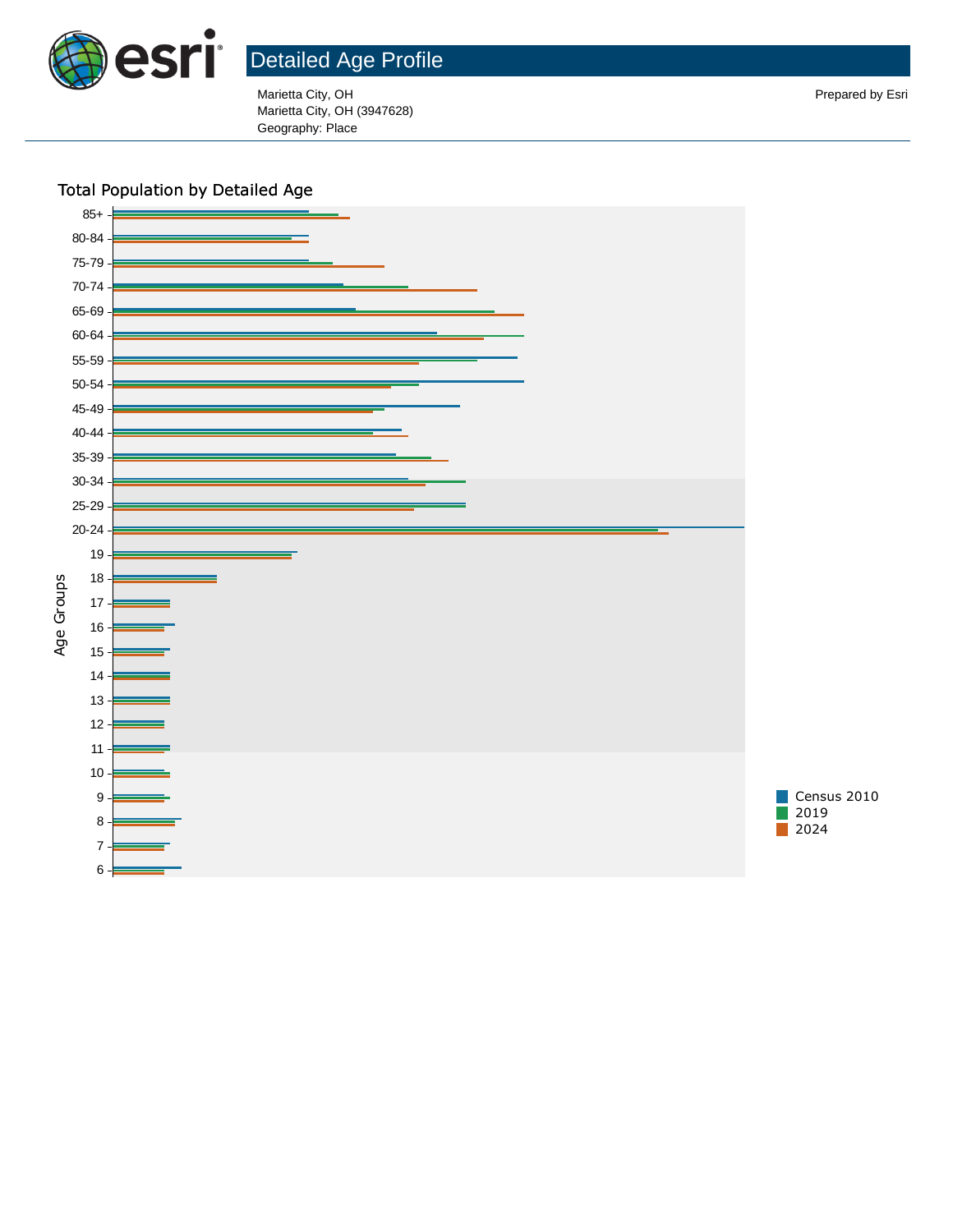# Detailed Age Profile

Marietta City, OH
Marietta City, OH (3947628)
Geography: Place

Prepared by Esri

## Total Population by Detailed Age

Age Groups: 85+, 80-84, 75-79, 70-74, 65-69, 60-64, 55-59, 50-54, 45-49, 40-44, 35-39, 30-34, 25-29, 20-24, 19, 18, 17, 16, 15, 14, 13, 12, 11, 10, 9, 8, 7, 6

Legend: Census 2010, 2019, 2024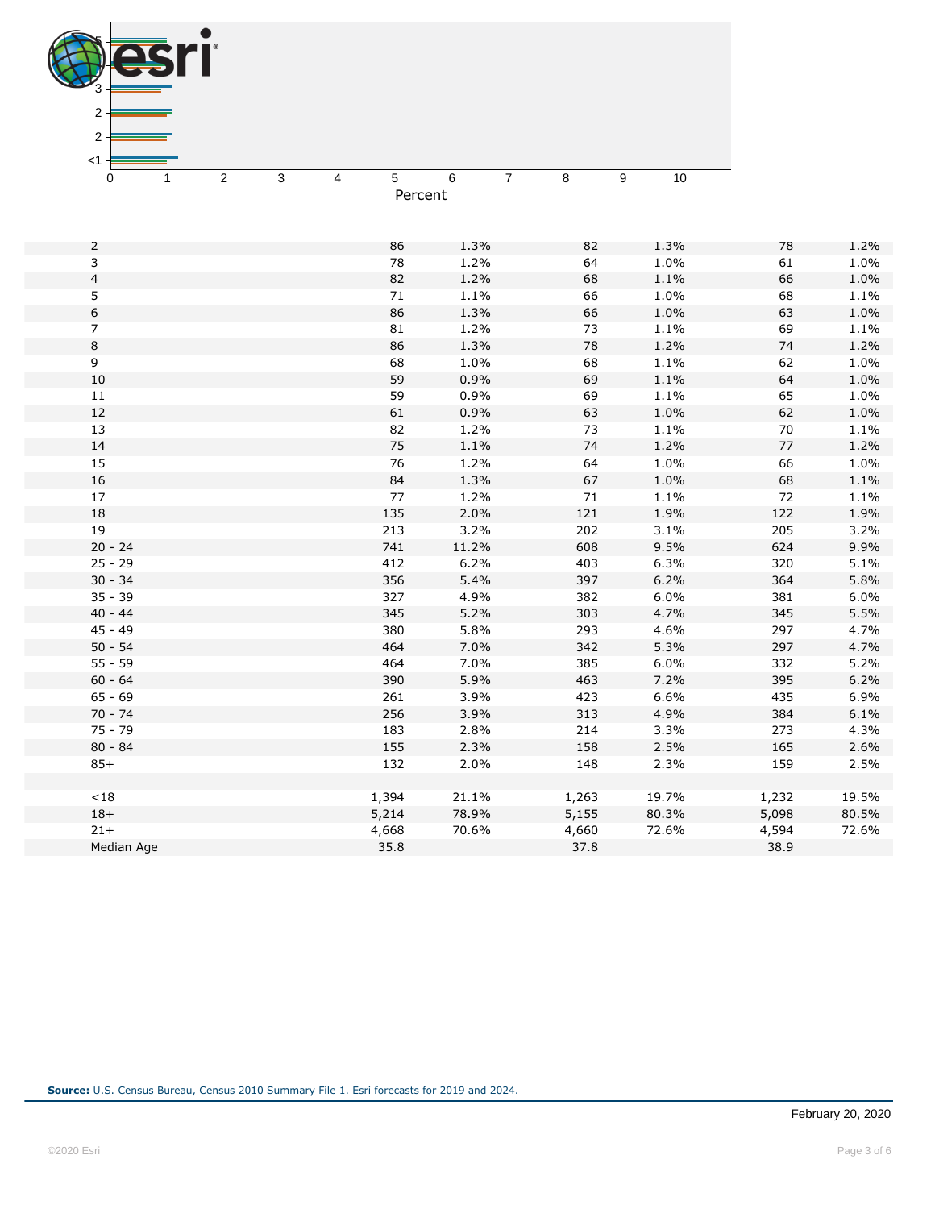| | | | | | | |
|---|---|---|---|---|---|---|
| 2 | 86 | 1.3% | 82 | 1.3% | 78 | 1.2% |
| 3 | 78 | 1.2% | 64 | 1.0% | 61 | 1.0% |
| 4 | 82 | 1.2% | 68 | 1.1% | 66 | 1.0% |
| 5 | 71 | 1.1% | 66 | 1.0% | 68 | 1.1% |
| 6 | 86 | 1.3% | 66 | 1.0% | 63 | 1.0% |
| 7 | 81 | 1.2% | 73 | 1.1% | 69 | 1.1% |
| 8 | 86 | 1.3% | 78 | 1.2% | 74 | 1.2% |
| 9 | 68 | 1.0% | 68 | 1.1% | 62 | 1.0% |
| 10 | 59 | 0.9% | 69 | 1.1% | 64 | 1.0% |
| 11 | 59 | 0.9% | 69 | 1.1% | 65 | 1.0% |
| 12 | 61 | 0.9% | 63 | 1.0% | 62 | 1.0% |
| 13 | 82 | 1.2% | 73 | 1.1% | 70 | 1.1% |
| 14 | 75 | 1.1% | 74 | 1.2% | 77 | 1.2% |
| 15 | 76 | 1.2% | 64 | 1.0% | 66 | 1.0% |
| 16 | 84 | 1.3% | 67 | 1.0% | 68 | 1.1% |
| 17 | 77 | 1.2% | 71 | 1.1% | 72 | 1.1% |
| 18 | 135 | 2.0% | 121 | 1.9% | 122 | 1.9% |
| 19 | 213 | 3.2% | 202 | 3.1% | 205 | 3.2% |
| 20 - 24 | 741 | 11.2% | 608 | 9.5% | 624 | 9.9% |
| 25 - 29 | 412 | 6.2% | 403 | 6.3% | 320 | 5.1% |
| 30 - 34 | 356 | 5.4% | 397 | 6.2% | 364 | 5.8% |
| 35 - 39 | 327 | 4.9% | 382 | 6.0% | 381 | 6.0% |
| 40 - 44 | 345 | 5.2% | 303 | 4.7% | 345 | 5.5% |
| 45 - 49 | 380 | 5.8% | 293 | 4.6% | 297 | 4.7% |
| 50 - 54 | 464 | 7.0% | 342 | 5.3% | 297 | 4.7% |
| 55 - 59 | 464 | 7.0% | 385 | 6.0% | 332 | 5.2% |
| 60 - 64 | 390 | 5.9% | 463 | 7.2% | 395 | 6.2% |
| 65 - 69 | 261 | 3.9% | 423 | 6.6% | 435 | 6.9% |
| 70 - 74 | 256 | 3.9% | 313 | 4.9% | 384 | 6.1% |
| 75 - 79 | 183 | 2.8% | 214 | 3.3% | 273 | 4.3% |
| 80 - 84 | 155 | 2.3% | 158 | 2.5% | 165 | 2.6% |
| 85+ | 132 | 2.0% | 148 | 2.3% | 159 | 2.5% |
| | | | | | | |
| <18 | 1,394 | 21.1% | 1,263 | 19.7% | 1,232 | 19.5% |
| 18+ | 5,214 | 78.9% | 5,155 | 80.3% | 5,098 | 80.5% |
| 21+ | 4,668 | 70.6% | 4,660 | 72.6% | 4,594 | 72.6% |
| Median Age | 35.8 | | 37.8 | | 38.9 | |

**Source:** U.S. Census Bureau, Census 2010 Summary File 1. Esri forecasts for 2019 and 2024.

February 20, 2020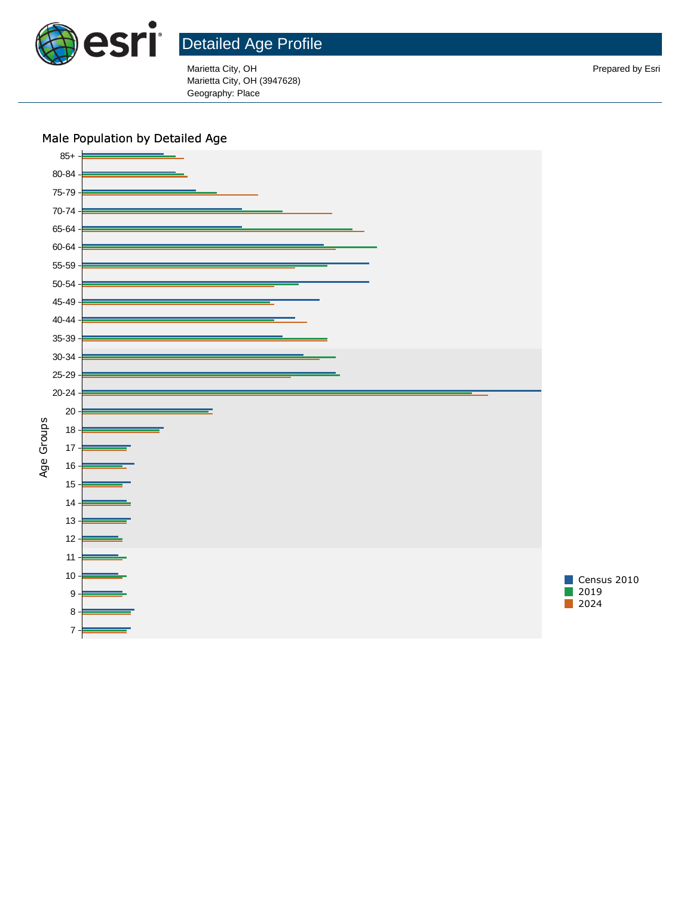# Detailed Age Profile

Marietta City, OH
Marietta City, OH (3947628)
Geography: Place

Prepared by Esri

## Male Population by Detailed Age

Age Groups: 85+, 80-84, 75-79, 70-74, 65-64, 60-64, 55-59, 50-54, 45-49, 40-44, 35-39, 30-34, 25-29, 20-24, 20, 18, 17, 16, 15, 14, 13, 12, 11, 10, 9, 8, 7

Legend: Census 2010, 2019, 2024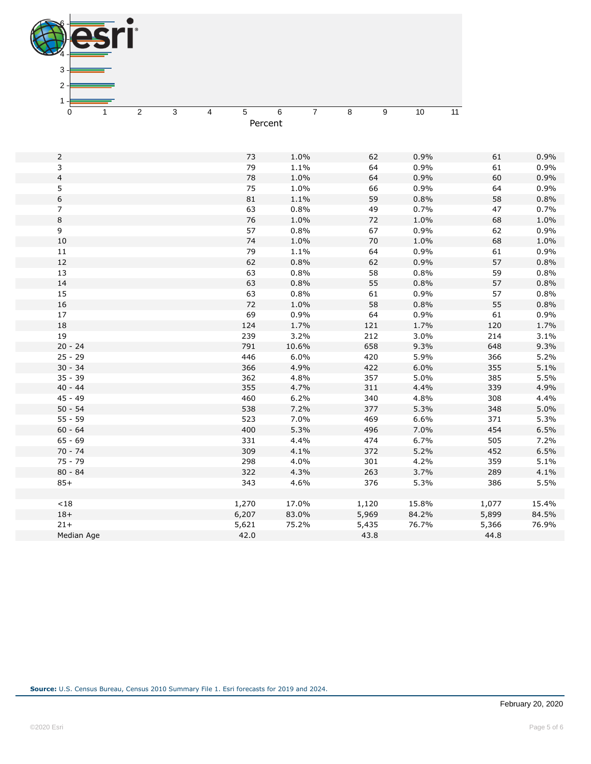| | | | | | | |
|---|---|---|---|---|---|---|
| 2 | 73 | 1.0% | 62 | 0.9% | 61 | 0.9% |
| 3 | 79 | 1.1% | 64 | 0.9% | 61 | 0.9% |
| 4 | 78 | 1.0% | 64 | 0.9% | 60 | 0.9% |
| 5 | 75 | 1.0% | 66 | 0.9% | 64 | 0.9% |
| 6 | 81 | 1.1% | 59 | 0.8% | 58 | 0.8% |
| 7 | 63 | 0.8% | 49 | 0.7% | 47 | 0.7% |
| 8 | 76 | 1.0% | 72 | 1.0% | 68 | 1.0% |
| 9 | 57 | 0.8% | 67 | 0.9% | 62 | 0.9% |
| 10 | 74 | 1.0% | 70 | 1.0% | 68 | 1.0% |
| 11 | 79 | 1.1% | 64 | 0.9% | 61 | 0.9% |
| 12 | 62 | 0.8% | 62 | 0.9% | 57 | 0.8% |
| 13 | 63 | 0.8% | 58 | 0.8% | 59 | 0.8% |
| 14 | 63 | 0.8% | 55 | 0.8% | 57 | 0.8% |
| 15 | 63 | 0.8% | 61 | 0.9% | 57 | 0.8% |
| 16 | 72 | 1.0% | 58 | 0.8% | 55 | 0.8% |
| 17 | 69 | 0.9% | 64 | 0.9% | 61 | 0.9% |
| 18 | 124 | 1.7% | 121 | 1.7% | 120 | 1.7% |
| 19 | 239 | 3.2% | 212 | 3.0% | 214 | 3.1% |
| 20 - 24 | 791 | 10.6% | 658 | 9.3% | 648 | 9.3% |
| 25 - 29 | 446 | 6.0% | 420 | 5.9% | 366 | 5.2% |
| 30 - 34 | 366 | 4.9% | 422 | 6.0% | 355 | 5.1% |
| 35 - 39 | 362 | 4.8% | 357 | 5.0% | 385 | 5.5% |
| 40 - 44 | 355 | 4.7% | 311 | 4.4% | 339 | 4.9% |
| 45 - 49 | 460 | 6.2% | 340 | 4.8% | 308 | 4.4% |
| 50 - 54 | 538 | 7.2% | 377 | 5.3% | 348 | 5.0% |
| 55 - 59 | 523 | 7.0% | 469 | 6.6% | 371 | 5.3% |
| 60 - 64 | 400 | 5.3% | 496 | 7.0% | 454 | 6.5% |
| 65 - 69 | 331 | 4.4% | 474 | 6.7% | 505 | 7.2% |
| 70 - 74 | 309 | 4.1% | 372 | 5.2% | 452 | 6.5% |
| 75 - 79 | 298 | 4.0% | 301 | 4.2% | 359 | 5.1% |
| 80 - 84 | 322 | 4.3% | 263 | 3.7% | 289 | 4.1% |
| 85+ | 343 | 4.6% | 376 | 5.3% | 386 | 5.5% |
| | | | | | | |
| <18 | 1,270 | 17.0% | 1,120 | 15.8% | 1,077 | 15.4% |
| 18+ | 6,207 | 83.0% | 5,969 | 84.2% | 5,899 | 84.5% |
| 21+ | 5,621 | 75.2% | 5,435 | 76.7% | 5,366 | 76.9% |
| Median Age | 42.0 | | 43.8 | | 44.8 | |

**Source:** U.S. Census Bureau, Census 2010 Summary File 1. Esri forecasts for 2019 and 2024.

February 20, 2020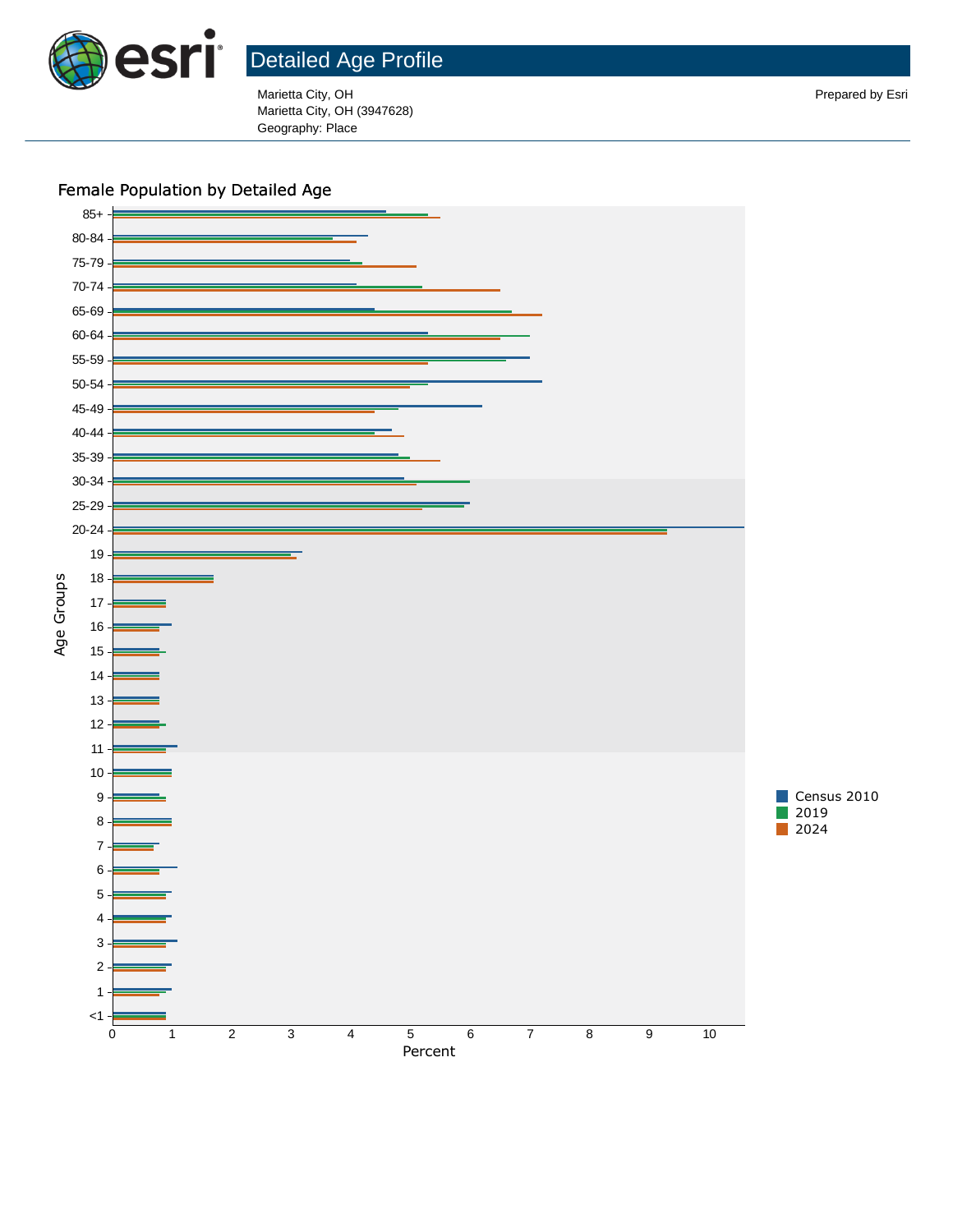# Detailed Age Profile

Marietta City, OH
Marietta City, OH (3947628)
Geography: Place

Prepared by Esri

## Female Population by Detailed Age

Age Groups: 85+, 80-84, 75-79, 70-74, 65-69, 60-64, 55-59, 50-54, 45-49, 40-44, 35-39, 30-34, 25-29, 20-24, 19, 18, 17, 16, 15, 14, 13, 12, 11, 10, 9, 8, 7, 6, 5, 4, 3, 2, 1, <1

Percent: 0, 1, 2, 3, 4, 5, 6, 7, 8, 9, 10

Legend: Census 2010, 2019, 2024